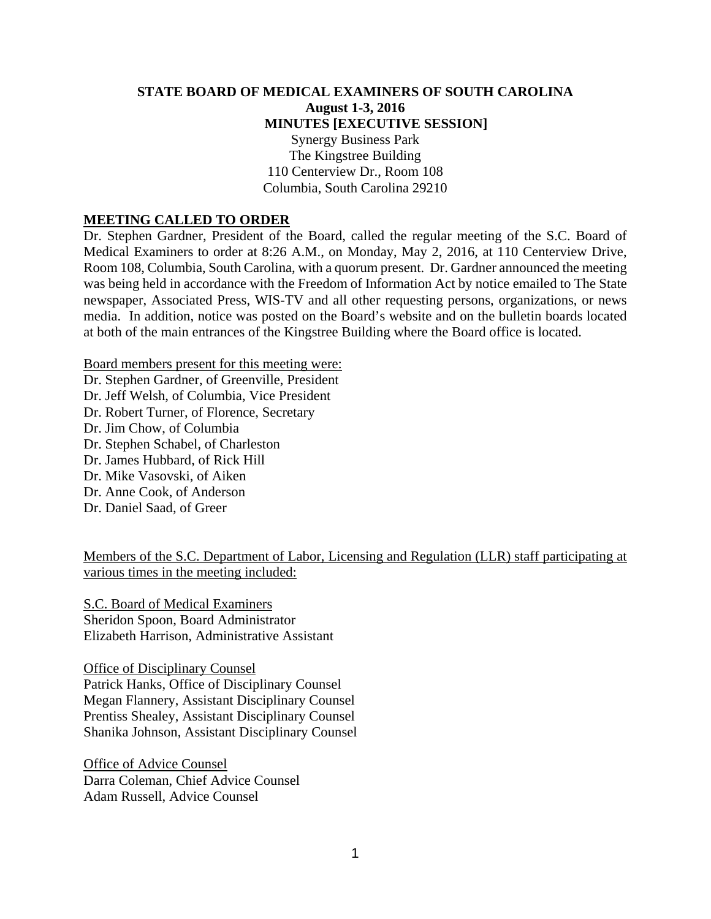**STATE BOARD OF MEDICAL EXAMINERS OF SOUTH CAROLINA**
**August 1-3, 2016**
**MINUTES [EXECUTIVE SESSION]**

Synergy Business Park
The Kingstree Building
110 Centerview Dr., Room 108
Columbia, South Carolina 29210

**MEETING CALLED TO ORDER**

Dr. Stephen Gardner, President of the Board, called the regular meeting of the S.C. Board of Medical Examiners to order at 8:26 A.M., on Monday, May 2, 2016, at 110 Centerview Drive, Room 108, Columbia, South Carolina, with a quorum present. Dr. Gardner announced the meeting was being held in accordance with the Freedom of Information Act by notice emailed to The State newspaper, Associated Press, WIS-TV and all other requesting persons, organizations, or news media. In addition, notice was posted on the Board's website and on the bulletin boards located at both of the main entrances of the Kingstree Building where the Board office is located.

Board members present for this meeting were:
Dr. Stephen Gardner, of Greenville, President
Dr. Jeff Welsh, of Columbia, Vice President
Dr. Robert Turner, of Florence, Secretary
Dr. Jim Chow, of Columbia
Dr. Stephen Schabel, of Charleston
Dr. James Hubbard, of Rick Hill
Dr. Mike Vasovski, of Aiken
Dr. Anne Cook, of Anderson
Dr. Daniel Saad, of Greer

Members of the S.C. Department of Labor, Licensing and Regulation (LLR) staff participating at various times in the meeting included:

S.C. Board of Medical Examiners
Sheridon Spoon, Board Administrator
Elizabeth Harrison, Administrative Assistant

Office of Disciplinary Counsel
Patrick Hanks, Office of Disciplinary Counsel
Megan Flannery, Assistant Disciplinary Counsel
Prentiss Shealey, Assistant Disciplinary Counsel
Shanika Johnson, Assistant Disciplinary Counsel

Office of Advice Counsel
Darra Coleman, Chief Advice Counsel
Adam Russell, Advice Counsel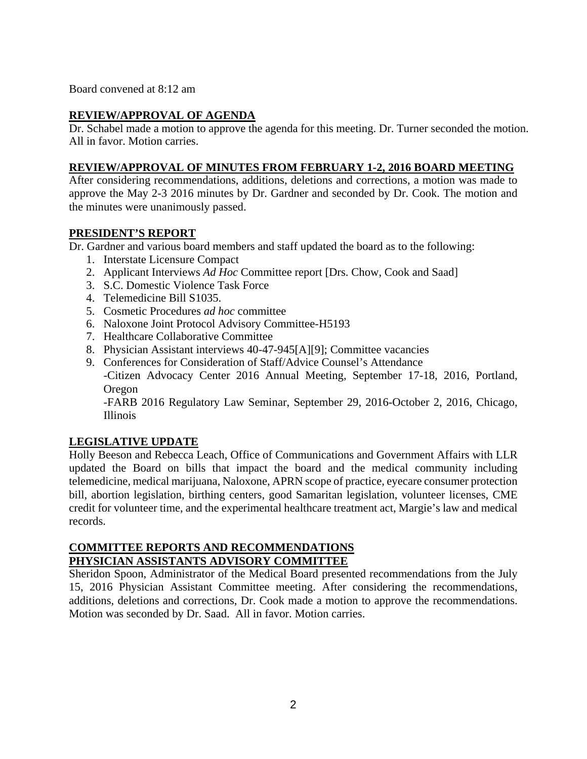Board convened at 8:12 am

## REVIEW/APPROVAL OF AGENDA

Dr. Schabel made a motion to approve the agenda for this meeting. Dr. Turner seconded the motion. All in favor. Motion carries.

## REVIEW/APPROVAL OF MINUTES FROM FEBRUARY 1-2, 2016 BOARD MEETING

After considering recommendations, additions, deletions and corrections, a motion was made to approve the May 2-3 2016 minutes by Dr. Gardner and seconded by Dr. Cook. The motion and the minutes were unanimously passed.

## PRESIDENT'S REPORT

Dr. Gardner and various board members and staff updated the board as to the following:

1. Interstate Licensure Compact
2. Applicant Interviews *Ad Hoc* Committee report [Drs. Chow, Cook and Saad]
3. S.C. Domestic Violence Task Force
4. Telemedicine Bill S1035.
5. Cosmetic Procedures *ad hoc* committee
6. Naloxone Joint Protocol Advisory Committee-H5193
7. Healthcare Collaborative Committee
8. Physician Assistant interviews 40-47-945[A][9]; Committee vacancies
9. Conferences for Consideration of Staff/Advice Counsel's Attendance
   -Citizen Advocacy Center 2016 Annual Meeting, September 17-18, 2016, Portland, Oregon
   -FARB 2016 Regulatory Law Seminar, September 29, 2016-October 2, 2016, Chicago, Illinois

## LEGISLATIVE UPDATE

Holly Beeson and Rebecca Leach, Office of Communications and Government Affairs with LLR updated the Board on bills that impact the board and the medical community including telemedicine, medical marijuana, Naloxone, APRN scope of practice, eyecare consumer protection bill, abortion legislation, birthing centers, good Samaritan legislation, volunteer licenses, CME credit for volunteer time, and the experimental healthcare treatment act, Margie's law and medical records.

## COMMITTEE REPORTS AND RECOMMENDATIONS

## PHYSICIAN ASSISTANTS ADVISORY COMMITTEE

Sheridon Spoon, Administrator of the Medical Board presented recommendations from the July 15, 2016 Physician Assistant Committee meeting. After considering the recommendations, additions, deletions and corrections, Dr. Cook made a motion to approve the recommendations. Motion was seconded by Dr. Saad. All in favor. Motion carries.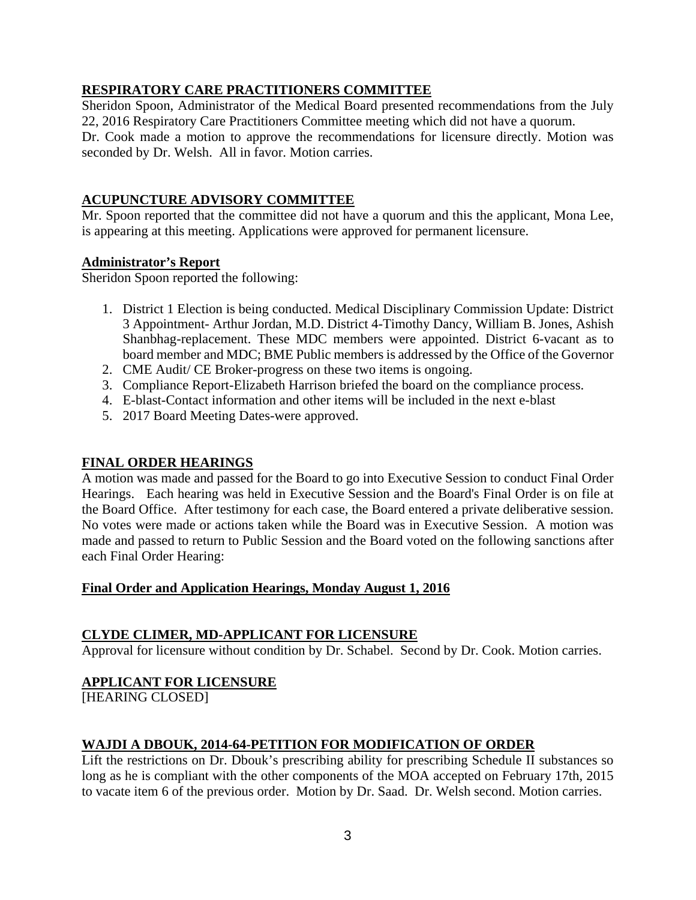## RESPIRATORY CARE PRACTITIONERS COMMITTEE

Sheridon Spoon, Administrator of the Medical Board presented recommendations from the July 22, 2016 Respiratory Care Practitioners Committee meeting which did not have a quorum. Dr. Cook made a motion to approve the recommendations for licensure directly. Motion was seconded by Dr. Welsh. All in favor. Motion carries.

## ACUPUNCTURE ADVISORY COMMITTEE

Mr. Spoon reported that the committee did not have a quorum and this the applicant, Mona Lee, is appearing at this meeting. Applications were approved for permanent licensure.

### Administrator's Report

Sheridon Spoon reported the following:

1. District 1 Election is being conducted. Medical Disciplinary Commission Update: District 3 Appointment- Arthur Jordan, M.D. District 4-Timothy Dancy, William B. Jones, Ashish Shanbhag-replacement. These MDC members were appointed. District 6-vacant as to board member and MDC; BME Public members is addressed by the Office of the Governor
2. CME Audit/ CE Broker-progress on these two items is ongoing.
3. Compliance Report-Elizabeth Harrison briefed the board on the compliance process.
4. E-blast-Contact information and other items will be included in the next e-blast
5. 2017 Board Meeting Dates-were approved.

## FINAL ORDER HEARINGS

A motion was made and passed for the Board to go into Executive Session to conduct Final Order Hearings. Each hearing was held in Executive Session and the Board's Final Order is on file at the Board Office. After testimony for each case, the Board entered a private deliberative session. No votes were made or actions taken while the Board was in Executive Session. A motion was made and passed to return to Public Session and the Board voted on the following sanctions after each Final Order Hearing:

### Final Order and Application Hearings, Monday August 1, 2016

### CLYDE CLIMER, MD-APPLICANT FOR LICENSURE

Approval for licensure without condition by Dr. Schabel. Second by Dr. Cook. Motion carries.

### APPLICANT FOR LICENSURE

[HEARING CLOSED]

### WAJDI A DBOUK, 2014-64-PETITION FOR MODIFICATION OF ORDER

Lift the restrictions on Dr. Dbouk's prescribing ability for prescribing Schedule II substances so long as he is compliant with the other components of the MOA accepted on February 17th, 2015 to vacate item 6 of the previous order. Motion by Dr. Saad. Dr. Welsh second. Motion carries.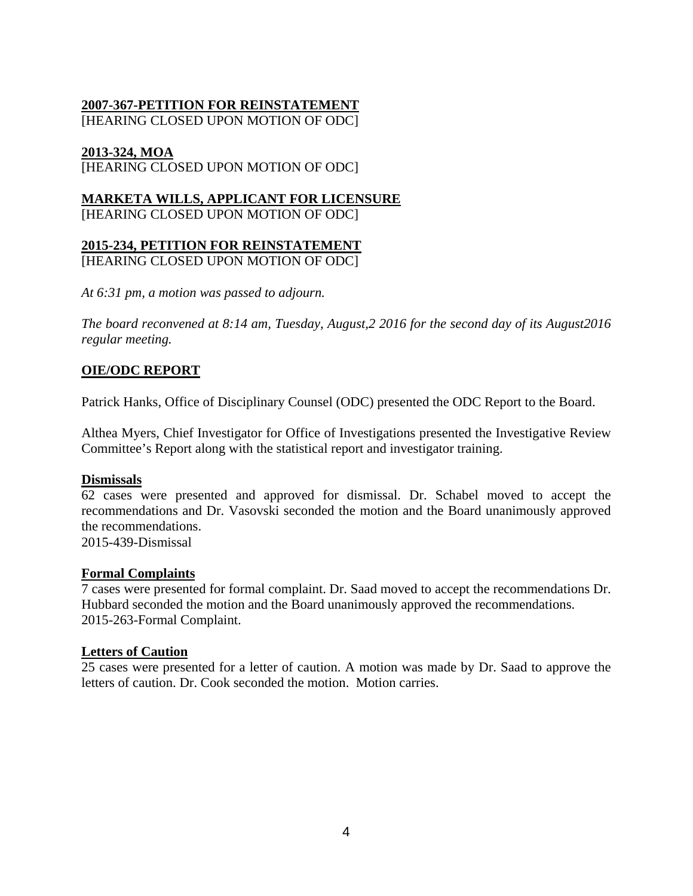**2007-367-PETITION FOR REINSTATEMENT**
[HEARING CLOSED UPON MOTION OF ODC]

**2013-324, MOA**
[HEARING CLOSED UPON MOTION OF ODC]

**MARKETA WILLS, APPLICANT FOR LICENSURE**
[HEARING CLOSED UPON MOTION OF ODC]

**2015-234, PETITION FOR REINSTATEMENT**
[HEARING CLOSED UPON MOTION OF ODC]

*At 6:31 pm, a motion was passed to adjourn.*

*The board reconvened at 8:14 am, Tuesday, August,2 2016 for the second day of its August2016 regular meeting.*

**OIE/ODC REPORT**

Patrick Hanks, Office of Disciplinary Counsel (ODC) presented the ODC Report to the Board.

Althea Myers, Chief Investigator for Office of Investigations presented the Investigative Review Committee's Report along with the statistical report and investigator training.

**Dismissals**

62 cases were presented and approved for dismissal. Dr. Schabel moved to accept the recommendations and Dr. Vasovski seconded the motion and the Board unanimously approved the recommendations.
2015-439-Dismissal

**Formal Complaints**

7 cases were presented for formal complaint. Dr. Saad moved to accept the recommendations Dr. Hubbard seconded the motion and the Board unanimously approved the recommendations.
2015-263-Formal Complaint.

**Letters of Caution**

25 cases were presented for a letter of caution. A motion was made by Dr. Saad to approve the letters of caution. Dr. Cook seconded the motion. Motion carries.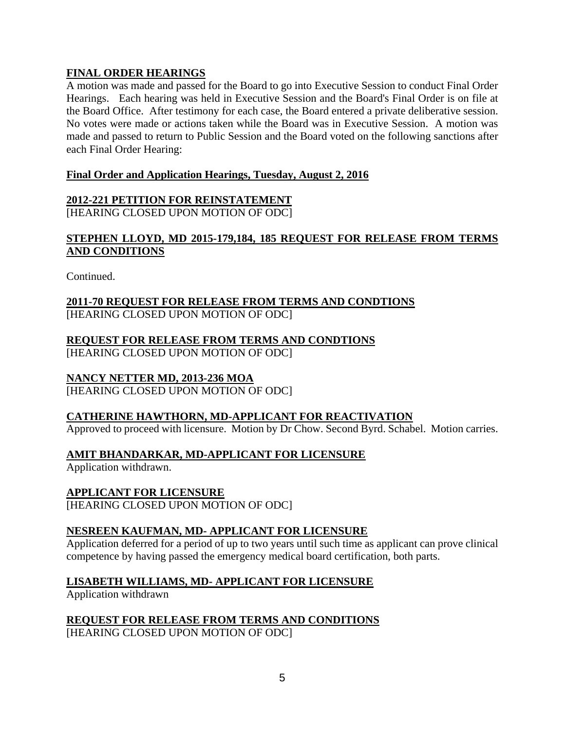## FINAL ORDER HEARINGS

A motion was made and passed for the Board to go into Executive Session to conduct Final Order Hearings. Each hearing was held in Executive Session and the Board's Final Order is on file at the Board Office. After testimony for each case, the Board entered a private deliberative session. No votes were made or actions taken while the Board was in Executive Session. A motion was made and passed to return to Public Session and the Board voted on the following sanctions after each Final Order Hearing:

### Final Order and Application Hearings, Tuesday, August 2, 2016

**2012-221 PETITION FOR REINSTATEMENT**
[HEARING CLOSED UPON MOTION OF ODC]

**STEPHEN LLOYD, MD 2015-179,184, 185 REQUEST FOR RELEASE FROM TERMS AND CONDITIONS**

Continued.

**2011-70 REQUEST FOR RELEASE FROM TERMS AND CONDTIONS**
[HEARING CLOSED UPON MOTION OF ODC]

**REQUEST FOR RELEASE FROM TERMS AND CONDTIONS**
[HEARING CLOSED UPON MOTION OF ODC]

**NANCY NETTER MD, 2013-236 MOA**
[HEARING CLOSED UPON MOTION OF ODC]

**CATHERINE HAWTHORN, MD-APPLICANT FOR REACTIVATION**
Approved to proceed with licensure. Motion by Dr Chow. Second Byrd. Schabel. Motion carries.

**AMIT BHANDARKAR, MD-APPLICANT FOR LICENSURE**
Application withdrawn.

**APPLICANT FOR LICENSURE**
[HEARING CLOSED UPON MOTION OF ODC]

**NESREEN KAUFMAN, MD- APPLICANT FOR LICENSURE**
Application deferred for a period of up to two years until such time as applicant can prove clinical competence by having passed the emergency medical board certification, both parts.

**LISABETH WILLIAMS, MD- APPLICANT FOR LICENSURE**
Application withdrawn

**REQUEST FOR RELEASE FROM TERMS AND CONDITIONS**
[HEARING CLOSED UPON MOTION OF ODC]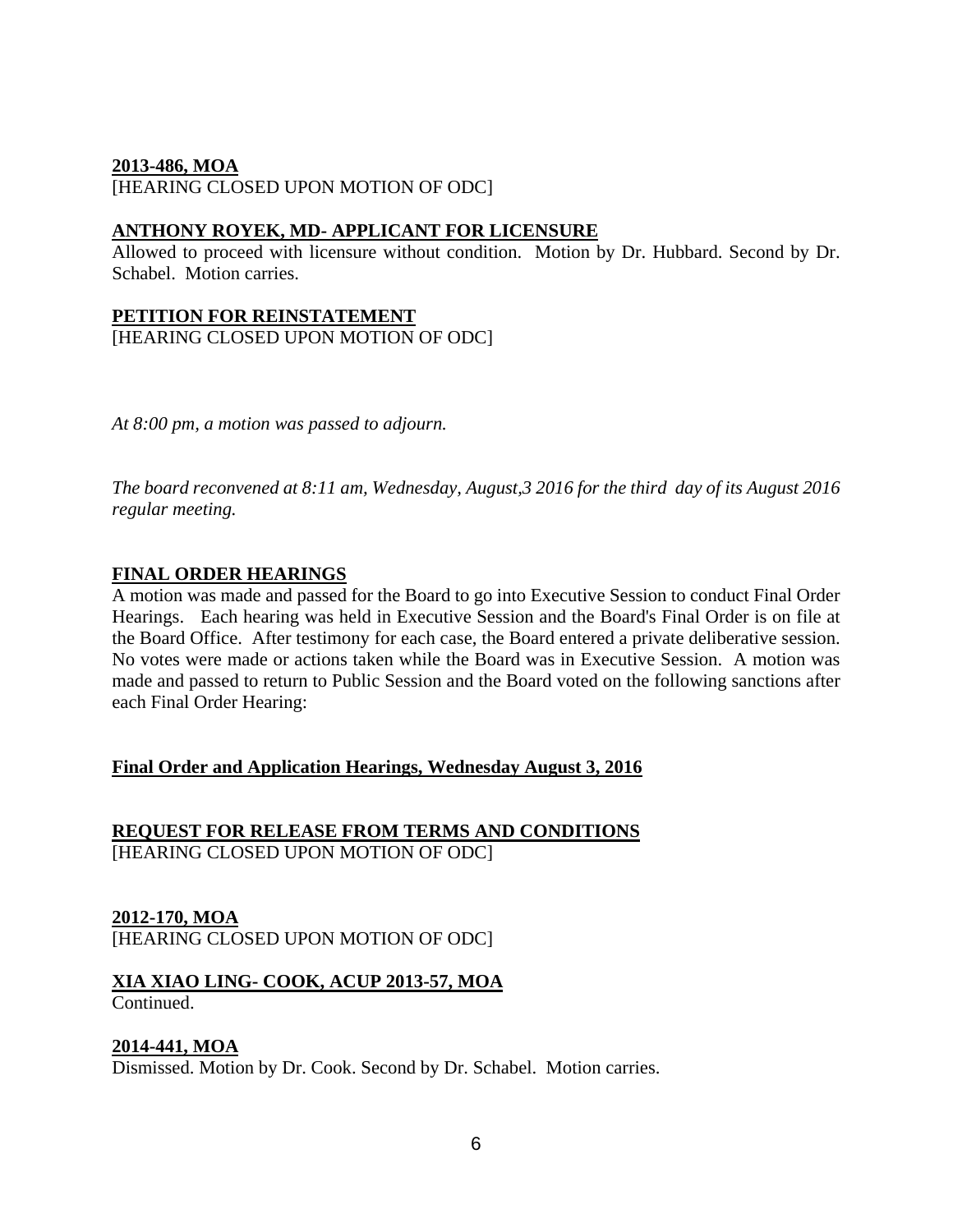**2013-486, MOA**
[HEARING CLOSED UPON MOTION OF ODC]

**ANTHONY ROYEK, MD- APPLICANT FOR LICENSURE**
Allowed to proceed with licensure without condition. Motion by Dr. Hubbard. Second by Dr. Schabel. Motion carries.

**PETITION FOR REINSTATEMENT**
[HEARING CLOSED UPON MOTION OF ODC]

*At 8:00 pm, a motion was passed to adjourn.*

*The board reconvened at 8:11 am, Wednesday, August,3 2016 for the third day of its August 2016 regular meeting.*

**FINAL ORDER HEARINGS**
A motion was made and passed for the Board to go into Executive Session to conduct Final Order Hearings. Each hearing was held in Executive Session and the Board's Final Order is on file at the Board Office. After testimony for each case, the Board entered a private deliberative session. No votes were made or actions taken while the Board was in Executive Session. A motion was made and passed to return to Public Session and the Board voted on the following sanctions after each Final Order Hearing:

**Final Order and Application Hearings, Wednesday August 3, 2016**

**REQUEST FOR RELEASE FROM TERMS AND CONDITIONS**
[HEARING CLOSED UPON MOTION OF ODC]

**2012-170, MOA**
[HEARING CLOSED UPON MOTION OF ODC]

**XIA XIAO LING- COOK, ACUP 2013-57, MOA**
Continued.

**2014-441, MOA**
Dismissed. Motion by Dr. Cook. Second by Dr. Schabel. Motion carries.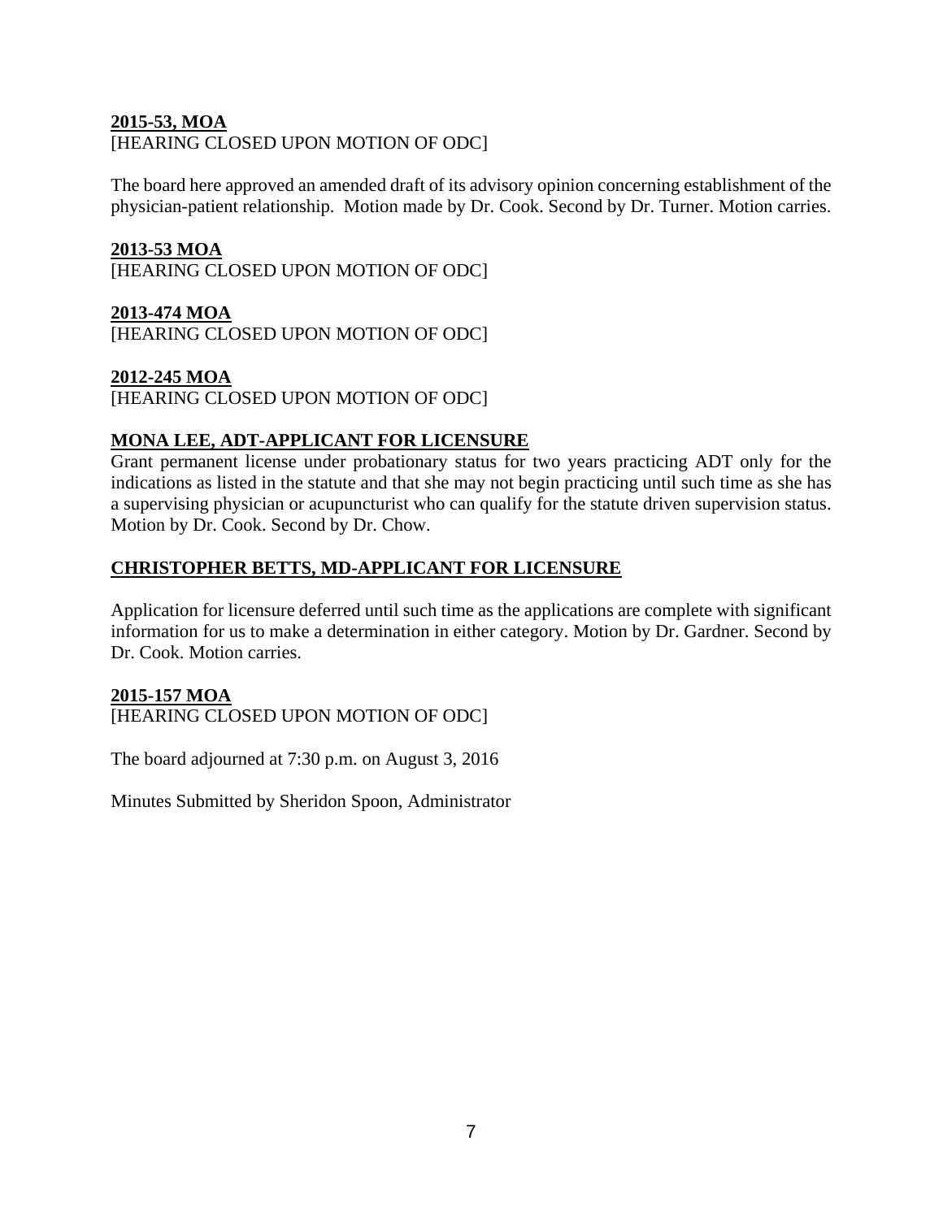**2015-53, MOA**
[HEARING CLOSED UPON MOTION OF ODC]

The board here approved an amended draft of its advisory opinion concerning establishment of the physician-patient relationship. Motion made by Dr. Cook. Second by Dr. Turner. Motion carries.

**2013-53 MOA**
[HEARING CLOSED UPON MOTION OF ODC]

**2013-474 MOA**
[HEARING CLOSED UPON MOTION OF ODC]

**2012-245 MOA**
[HEARING CLOSED UPON MOTION OF ODC]

**MONA LEE, ADT-APPLICANT FOR LICENSURE**
Grant permanent license under probationary status for two years practicing ADT only for the indications as listed in the statute and that she may not begin practicing until such time as she has a supervising physician or acupuncturist who can qualify for the statute driven supervision status. Motion by Dr. Cook. Second by Dr. Chow.

**CHRISTOPHER BETTS, MD-APPLICANT FOR LICENSURE**

Application for licensure deferred until such time as the applications are complete with significant information for us to make a determination in either category. Motion by Dr. Gardner. Second by Dr. Cook. Motion carries.

**2015-157 MOA**
[HEARING CLOSED UPON MOTION OF ODC]

The board adjourned at 7:30 p.m. on August 3, 2016

Minutes Submitted by Sheridon Spoon, Administrator